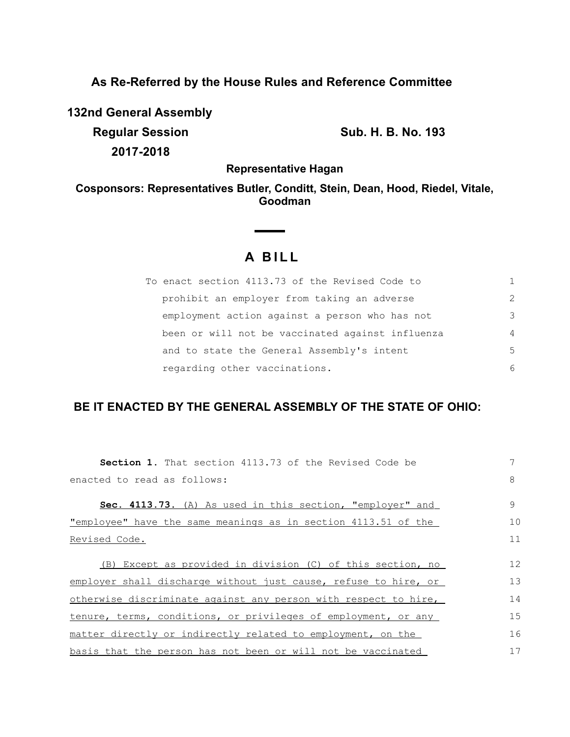**As Re-Referred by the House Rules and Reference Committee**

**132nd General Assembly**

**Regular Session** **Sub. H. B. No. 193**

**2017-2018**

**Representative Hagan**

**Cosponsors: Representatives Butler, Conditt, Stein, Dean, Hood, Riedel, Vitale, Goodman**

# A BILL

To enact section 4113.73 of the Revised Code to prohibit an employer from taking an adverse employment action against a person who has not been or will not be vaccinated against influenza and to state the General Assembly's intent regarding other vaccinations.

**BE IT ENACTED BY THE GENERAL ASSEMBLY OF THE STATE OF OHIO:**

**Section 1.** That section 4113.73 of the Revised Code be enacted to read as follows:

**Sec. 4113.73.** (A) As used in this section, "employer" and "employee" have the same meanings as in section 4113.51 of the Revised Code.

(B) Except as provided in division (C) of this section, no employer shall discharge without just cause, refuse to hire, or otherwise discriminate against any person with respect to hire, tenure, terms, conditions, or privileges of employment, or any matter directly or indirectly related to employment, on the basis that the person has not been or will not be vaccinated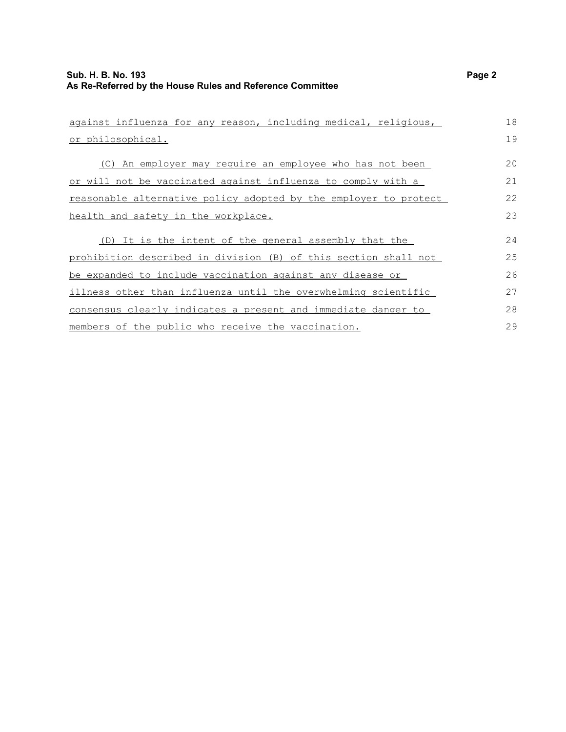against influenza for any reason, including medical, religious, or philosophical.

(C) An employer may require an employee who has not been or will not be vaccinated against influenza to comply with a reasonable alternative policy adopted by the employer to protect health and safety in the workplace.

(D) It is the intent of the general assembly that the prohibition described in division (B) of this section shall not be expanded to include vaccination against any disease or illness other than influenza until the overwhelming scientific consensus clearly indicates a present and immediate danger to members of the public who receive the vaccination.